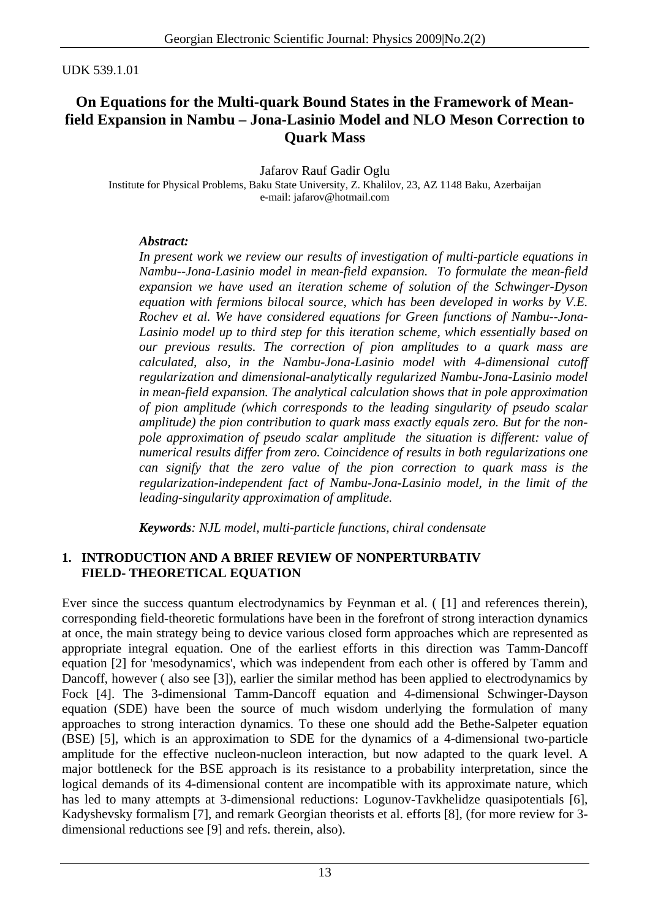UDK 539.1.01

# On Equations for the Multi-quark Bound States in the Framework of Mean-field Expansion in Nambu – Jona-Lasinio Model and NLO Meson Correction to Quark Mass

Jafarov Rauf Gadir Oglu

Institute for Physical Problems, Baku State University, Z. Khalilov, 23, AZ 1148 Baku, Azerbaijan
e-mail: jafarov@hotmail.com

***Abstract:***

*In present work we review our results of investigation of multi-particle equations in Nambu--Jona-Lasinio model in mean-field expansion. To formulate the mean-field expansion we have used an iteration scheme of solution of the Schwinger-Dyson equation with fermions bilocal source, which has been developed in works by V.E. Rochev et al. We have considered equations for Green functions of Nambu--Jona-Lasinio model up to third step for this iteration scheme, which essentially based on our previous results. The correction of pion amplitudes to a quark mass are calculated, also, in the Nambu-Jona-Lasinio model with 4-dimensional cutoff regularization and dimensional-analytically regularized Nambu-Jona-Lasinio model in mean-field expansion. The analytical calculation shows that in pole approximation of pion amplitude (which corresponds to the leading singularity of pseudo scalar amplitude) the pion contribution to quark mass exactly equals zero. But for the non-pole approximation of pseudo scalar amplitude the situation is different: value of numerical results differ from zero. Coincidence of results in both regularizations one can signify that the zero value of the pion correction to quark mass is the regularization-independent fact of Nambu-Jona-Lasinio model, in the limit of the leading-singularity approximation of amplitude.*

***Keywords****: NJL model, multi-particle functions, chiral condensate*

## 1. INTRODUCTION AND A BRIEF REVIEW OF NONPERTURBATIV FIELD- THEORETICAL EQUATION

Ever since the success quantum electrodynamics by Feynman et al. ( [1] and references therein), corresponding field-theoretic formulations have been in the forefront of strong interaction dynamics at once, the main strategy being to device various closed form approaches which are represented as appropriate integral equation. One of the earliest efforts in this direction was Tamm-Dancoff equation [2] for 'mesodynamics', which was independent from each other is offered by Tamm and Dancoff, however ( also see [3]), earlier the similar method has been applied to electrodynamics by Fock [4]. The 3-dimensional Tamm-Dancoff equation and 4-dimensional Schwinger-Dayson equation (SDE) have been the source of much wisdom underlying the formulation of many approaches to strong interaction dynamics. To these one should add the Bethe-Salpeter equation (BSE) [5], which is an approximation to SDE for the dynamics of a 4-dimensional two-particle amplitude for the effective nucleon-nucleon interaction, but now adapted to the quark level. A major bottleneck for the BSE approach is its resistance to a probability interpretation, since the logical demands of its 4-dimensional content are incompatible with its approximate nature, which has led to many attempts at 3-dimensional reductions: Logunov-Tavkhelidze quasipotentials [6], Kadyshevsky formalism [7], and remark Georgian theorists et al. efforts [8], (for more review for 3-dimensional reductions see [9] and refs. therein, also).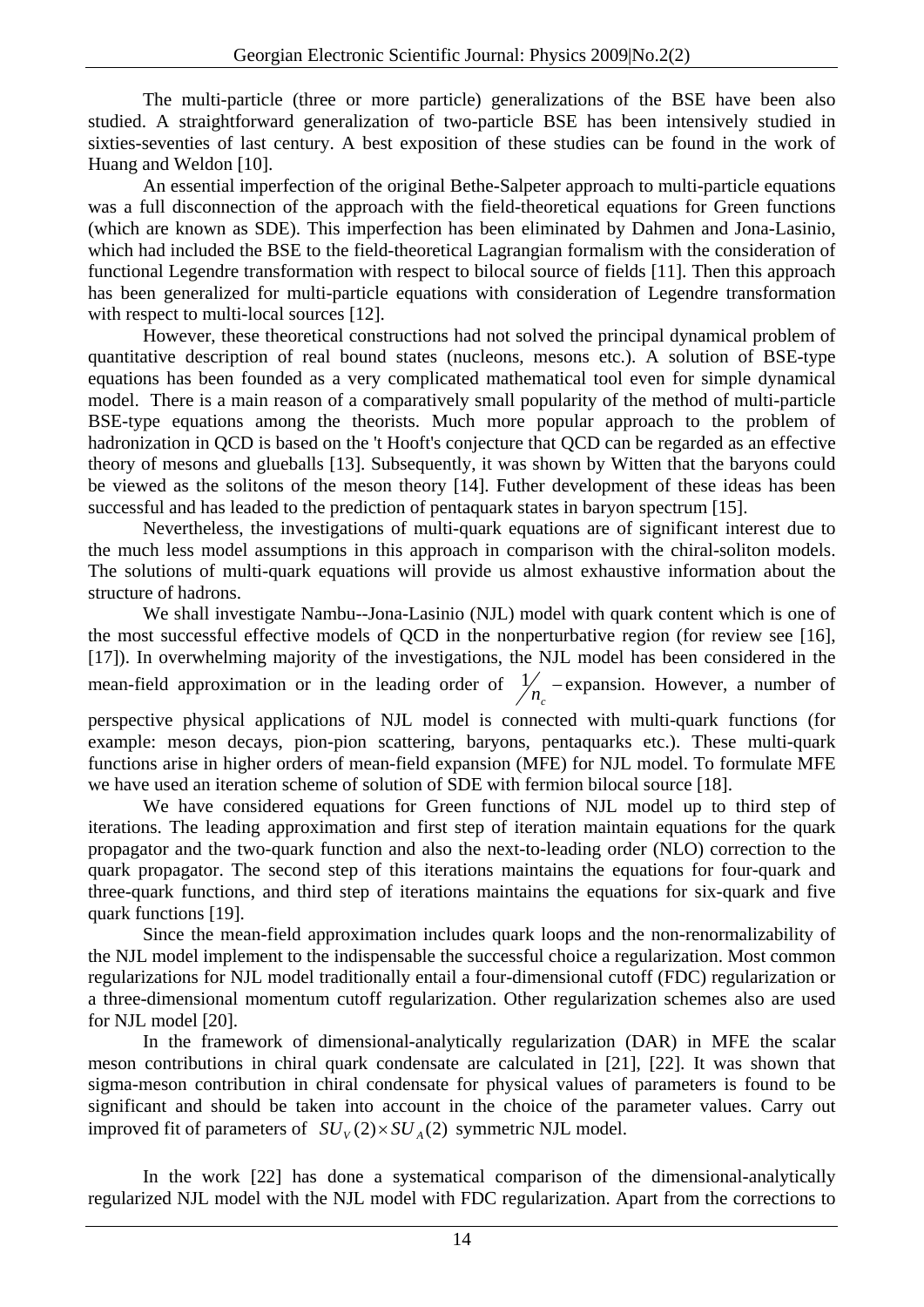The multi-particle (three or more particle) generalizations of the BSE have been also studied. A straightforward generalization of two-particle BSE has been intensively studied in sixties-seventies of last century. A best exposition of these studies can be found in the work of Huang and Weldon [10].

An essential imperfection of the original Bethe-Salpeter approach to multi-particle equations was a full disconnection of the approach with the field-theoretical equations for Green functions (which are known as SDE). This imperfection has been eliminated by Dahmen and Jona-Lasinio, which had included the BSE to the field-theoretical Lagrangian formalism with the consideration of functional Legendre transformation with respect to bilocal source of fields [11]. Then this approach has been generalized for multi-particle equations with consideration of Legendre transformation with respect to multi-local sources [12].

However, these theoretical constructions had not solved the principal dynamical problem of quantitative description of real bound states (nucleons, mesons etc.). A solution of BSE-type equations has been founded as a very complicated mathematical tool even for simple dynamical model. There is a main reason of a comparatively small popularity of the method of multi-particle BSE-type equations among the theorists. Much more popular approach to the problem of hadronization in QCD is based on the 't Hooft's conjecture that QCD can be regarded as an effective theory of mesons and glueballs [13]. Subsequently, it was shown by Witten that the baryons could be viewed as the solitons of the meson theory [14]. Futher development of these ideas has been successful and has leaded to the prediction of pentaquark states in baryon spectrum [15].

Nevertheless, the investigations of multi-quark equations are of significant interest due to the much less model assumptions in this approach in comparison with the chiral-soliton models. The solutions of multi-quark equations will provide us almost exhaustive information about the structure of hadrons.

We shall investigate Nambu--Jona-Lasinio (NJL) model with quark content which is one of the most successful effective models of QCD in the nonperturbative region (for review see [16], [17]). In overwhelming majority of the investigations, the NJL model has been considered in the mean-field approximation or in the leading order of $1/n_c$ –expansion. However, a number of perspective physical applications of NJL model is connected with multi-quark functions (for example: meson decays, pion-pion scattering, baryons, pentaquarks etc.). These multi-quark functions arise in higher orders of mean-field expansion (MFE) for NJL model. To formulate MFE we have used an iteration scheme of solution of SDE with fermion bilocal source [18].

We have considered equations for Green functions of NJL model up to third step of iterations. The leading approximation and first step of iteration maintain equations for the quark propagator and the two-quark function and also the next-to-leading order (NLO) correction to the quark propagator. The second step of this iterations maintains the equations for four-quark and three-quark functions, and third step of iterations maintains the equations for six-quark and five quark functions [19].

Since the mean-field approximation includes quark loops and the non-renormalizability of the NJL model implement to the indispensable the successful choice a regularization. Most common regularizations for NJL model traditionally entail a four-dimensional cutoff (FDC) regularization or a three-dimensional momentum cutoff regularization. Other regularization schemes also are used for NJL model [20].

In the framework of dimensional-analytically regularization (DAR) in MFE the scalar meson contributions in chiral quark condensate are calculated in [21], [22]. It was shown that sigma-meson contribution in chiral condensate for physical values of parameters is found to be significant and should be taken into account in the choice of the parameter values. Carry out improved fit of parameters of $SU_V(2)\times SU_A(2)$ symmetric NJL model.

In the work [22] has done a systematical comparison of the dimensional-analytically regularized NJL model with the NJL model with FDC regularization. Apart from the corrections to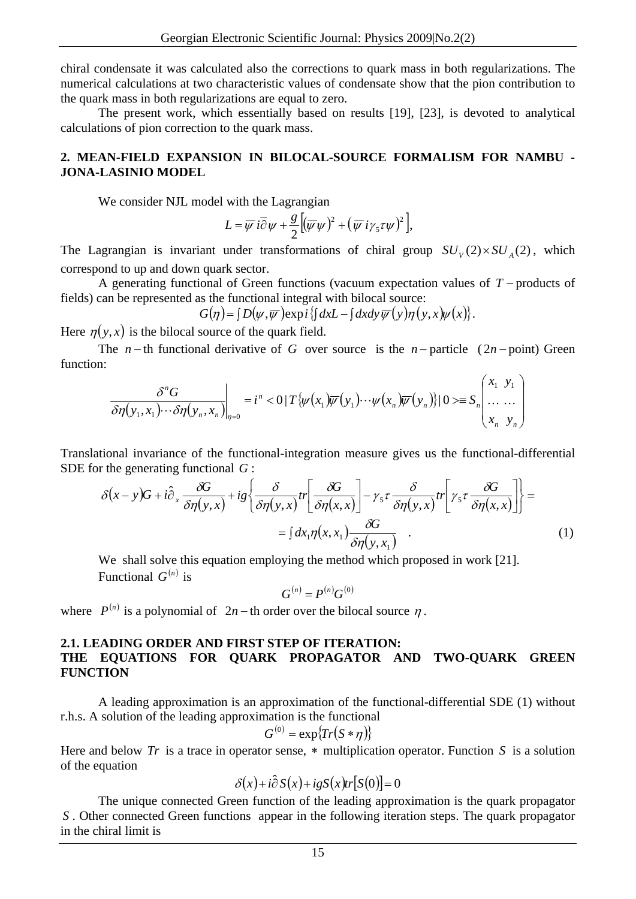chiral condensate it was calculated also the corrections to quark mass in both regularizations. The numerical calculations at two characteristic values of condensate show that the pion contribution to the quark mass in both regularizations are equal to zero.

The present work, which essentially based on results [19], [23], is devoted to analytical calculations of pion correction to the quark mass.

## 2. MEAN-FIELD EXPANSION IN BILOCAL-SOURCE FORMALISM FOR NAMBU - JONA-LASINIO MODEL

We consider NJL model with the Lagrangian

$$L = \overline{\psi}\, i\hat{\partial}\psi + \frac{g}{2}\left[\left(\overline{\psi}\psi\right)^2 + \left(\overline{\psi}\, i\gamma_5\tau\psi\right)^2\right],$$

The Lagrangian is invariant under transformations of chiral group $SU_V(2)\times SU_A(2)$, which correspond to up and down quark sector.

A generating functional of Green functions (vacuum expectation values of $T-$products of fields) can be represented as the functional integral with bilocal source:

$$G(\eta) = \int D(\psi,\overline{\psi})\exp i\left\{\int dxL - \int dxdy\,\overline{\psi}(y)\eta(y,x)\psi(x)\right\}.$$

Here $\eta(y,x)$ is the bilocal source of the quark field.

The $n-$th functional derivative of $G$ over source is the $n-$particle ($2n-$point) Green function:

$$\left.\frac{\delta^n G}{\delta\eta(y_1,x_1)\cdots\delta\eta(y_n,x_n)}\right|_{\eta=0} = i^n < 0\,|\,T\left\{\psi(x_1)\overline{\psi}(y_1)\cdots\psi(x_n)\overline{\psi}(y_n)\right\}|\,0 > \equiv S_n\begin{pmatrix} x_1 & y_1 \\ \cdots & \cdots \\ x_n & y_n\end{pmatrix}$$

Translational invariance of the functional-integration measure gives us the functional-differential SDE for the generating functional $G$:

$$\delta(x-y)G + i\hat{\partial}_x\frac{\delta G}{\delta\eta(y,x)} + ig\left\{\frac{\delta}{\delta\eta(y,x)}tr\left[\frac{\delta G}{\delta\eta(x,x)}\right] - \gamma_5\tau\frac{\delta}{\delta\eta(y,x)}tr\left[\gamma_5\tau\frac{\delta G}{\delta\eta(x,x)}\right]\right\} = \int dx_1\eta(x,x_1)\frac{\delta G}{\delta\eta(y,x_1)} \quad . \tag{1}$$

We shall solve this equation employing the method which proposed in work [21].

Functional $G^{(n)}$ is

$$G^{(n)} = P^{(n)}G^{(0)}$$

where $P^{(n)}$ is a polynomial of $2n-$th order over the bilocal source $\eta$.

### 2.1. LEADING ORDER AND FIRST STEP OF ITERATION: THE EQUATIONS FOR QUARK PROPAGATOR AND TWO-QUARK GREEN FUNCTION

A leading approximation is an approximation of the functional-differential SDE (1) without r.h.s. A solution of the leading approximation is the functional

$$G^{(0)} = \exp\{Tr(S*\eta)\}$$

Here and below $Tr$ is a trace in operator sense, $*$ multiplication operator. Function $S$ is a solution of the equation

$$\delta(x) + i\hat{\partial}S(x) + igS(x)tr[S(0)] = 0$$

The unique connected Green function of the leading approximation is the quark propagator $S$. Other connected Green functions appear in the following iteration steps. The quark propagator in the chiral limit is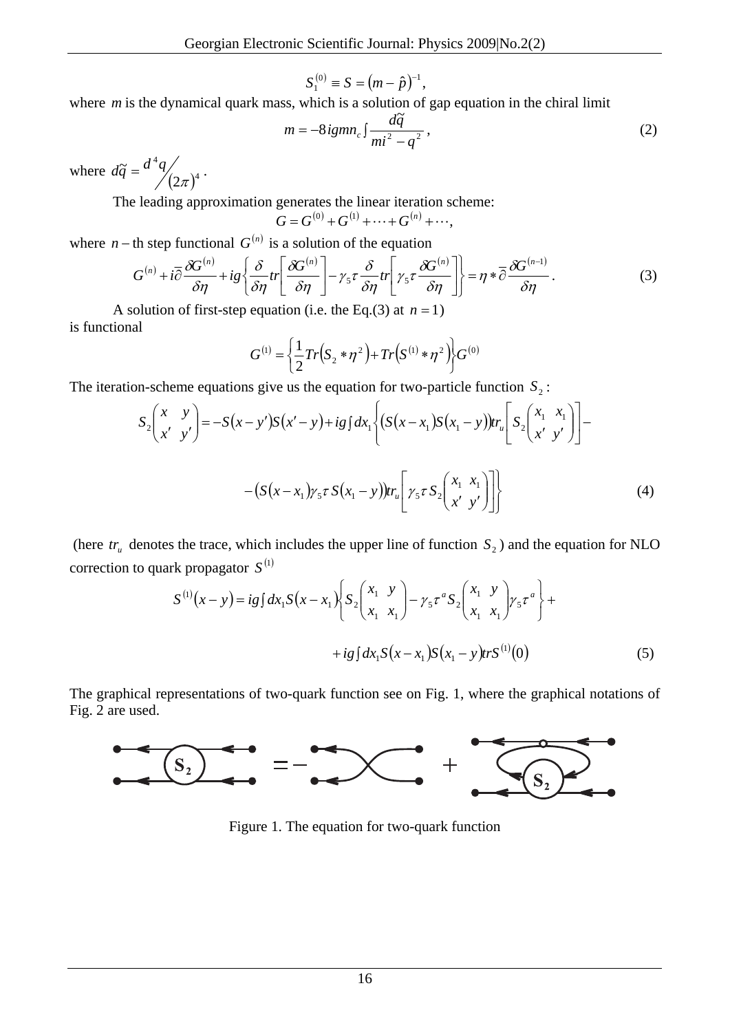$$S_1^{(0)} \equiv S = (m - \hat{p})^{-1},$$

where $m$ is the dynamical quark mass, which is a solution of gap equation in the chiral limit

$$m = -8igmn_c \int \frac{d\tilde{q}}{mi^2 - q^2}, \tag{2}$$

where $d\tilde{q} = \dfrac{d^4 q}{(2\pi)^4}$.

The leading approximation generates the linear iteration scheme:

$$G = G^{(0)} + G^{(1)} + \cdots + G^{(n)} + \cdots,$$

where $n$ – th step functional $G^{(n)}$ is a solution of the equation

$$G^{(n)} + i\bar{\partial}\frac{\delta G^{(n)}}{\delta \eta} + ig\left\{\frac{\delta}{\delta \eta} tr\left[\frac{\delta G^{(n)}}{\delta \eta}\right] - \gamma_5 \tau \frac{\delta}{\delta \eta} tr\left[\gamma_5 \tau \frac{\delta G^{(n)}}{\delta \eta}\right]\right\} = \eta * \bar{\partial}\frac{\delta G^{(n-1)}}{\delta \eta}. \tag{3}$$

A solution of first-step equation (i.e. the Eq.(3) at $n = 1$)
is functional

$$G^{(1)} = \left\{\frac{1}{2} Tr\left(S_2 * \eta^2\right) + Tr\left(S^{(1)} * \eta^2\right)\right\} G^{(0)}$$

The iteration-scheme equations give us the equation for two-particle function $S_2$:

$$S_2\begin{pmatrix} x & y \\ x' & y' \end{pmatrix} = -S(x - y')S(x' - y) + ig\int dx_1 \left\{ \left(S(x - x_1)S(x_1 - y)\right) tr_u\left[S_2\begin{pmatrix} x_1 & x_1 \\ x' & y' \end{pmatrix}\right] - \right.$$

$$\left. - \left(S(x - x_1)\gamma_5 \tau S(x_1 - y)\right) tr_u\left[\gamma_5 \tau S_2\begin{pmatrix} x_1 & x_1 \\ x' & y' \end{pmatrix}\right]\right\} \tag{4}$$

(here $tr_u$ denotes the trace, which includes the upper line of function $S_2$) and the equation for NLO correction to quark propagator $S^{(1)}$

$$S^{(1)}(x - y) = ig\int dx_1 S(x - x_1)\left\{S_2\begin{pmatrix} x_1 & y \\ x_1 & x_1 \end{pmatrix} - \gamma_5 \tau^a S_2\begin{pmatrix} x_1 & y \\ x_1 & x_1 \end{pmatrix}\gamma_5 \tau^a\right\} +$$

$$+ ig\int dx_1 S(x - x_1)S(x_1 - y) trS^{(1)}(0) \tag{5}$$

The graphical representations of two-quark function see on Fig. 1, where the graphical notations of Fig. 2 are used.

Figure 1. The equation for two-quark function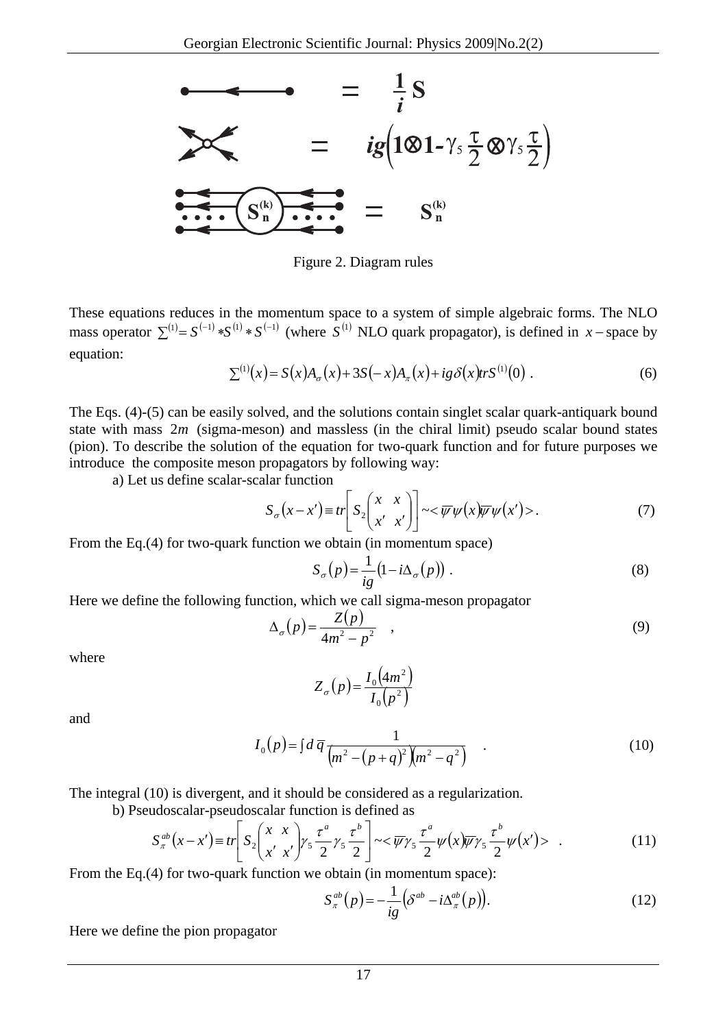$$= \frac{1}{i} \mathbf{S}$$

$$= ig\left(1 \otimes 1 - \gamma_5 \frac{\tau}{2} \otimes \gamma_5 \frac{\tau}{2}\right)$$

$$= \mathbf{S}_n^{(k)}$$

Figure 2. Diagram rules

These equations reduces in the momentum space to a system of simple algebraic forms. The NLO mass operator $\sum^{(1)} = S^{(-1)} * S^{(1)} * S^{(-1)}$ (where $S^{(1)}$ NLO quark propagator), is defined in $x-$space by equation:

$$\sum^{(1)}(x) = S(x)A_\sigma(x) + 3S(-x)A_\pi(x) + ig\delta(x)trS^{(1)}(0) \ . \tag{6}$$

The Eqs. (4)-(5) can be easily solved, and the solutions contain singlet scalar quark-antiquark bound state with mass $2m$ (sigma-meson) and massless (in the chiral limit) pseudo scalar bound states (pion). To describe the solution of the equation for two-quark function and for future purposes we introduce the composite meson propagators by following way:

a) Let us define scalar-scalar function

$$S_\sigma(x-x') \equiv tr\left[S_2\begin{pmatrix} x & x \\ x' & x' \end{pmatrix}\right] \sim <\overline{\psi}\psi(x)\overline{\psi}\psi(x')>. \tag{7}$$

From the Eq.(4) for two-quark function we obtain (in momentum space)

$$S_\sigma(p) = \frac{1}{ig}\left(1 - i\Delta_\sigma(p)\right) \ . \tag{8}$$

Here we define the following function, which we call sigma-meson propagator

$$\Delta_\sigma(p) = \frac{Z(p)}{4m^2 - p^2} \quad , \tag{9}$$

where

$$Z_\sigma(p) = \frac{I_0\left(4m^2\right)}{I_0\left(p^2\right)}$$

and

$$I_0(p) = \int d\,\overline{q}\,\frac{1}{\left(m^2 - (p+q)^2\right)\left(m^2 - q^2\right)} \quad . \tag{10}$$

The integral (10) is divergent, and it should be considered as a regularization.

b) Pseudoscalar-pseudoscalar function is defined as

$$S_\pi^{ab}(x-x') \equiv tr\left[S_2\begin{pmatrix} x & x \\ x' & x' \end{pmatrix}\gamma_5\frac{\tau^a}{2}\gamma_5\frac{\tau^b}{2}\right] \sim <\overline{\psi}\gamma_5\frac{\tau^a}{2}\psi(x)\overline{\psi}\gamma_5\frac{\tau^b}{2}\psi(x')> \quad . \tag{11}$$

From the Eq.(4) for two-quark function we obtain (in momentum space):

$$S_\pi^{ab}(p) = -\frac{1}{ig}\left(\delta^{ab} - i\Delta_\pi^{ab}(p)\right). \tag{12}$$

Here we define the pion propagator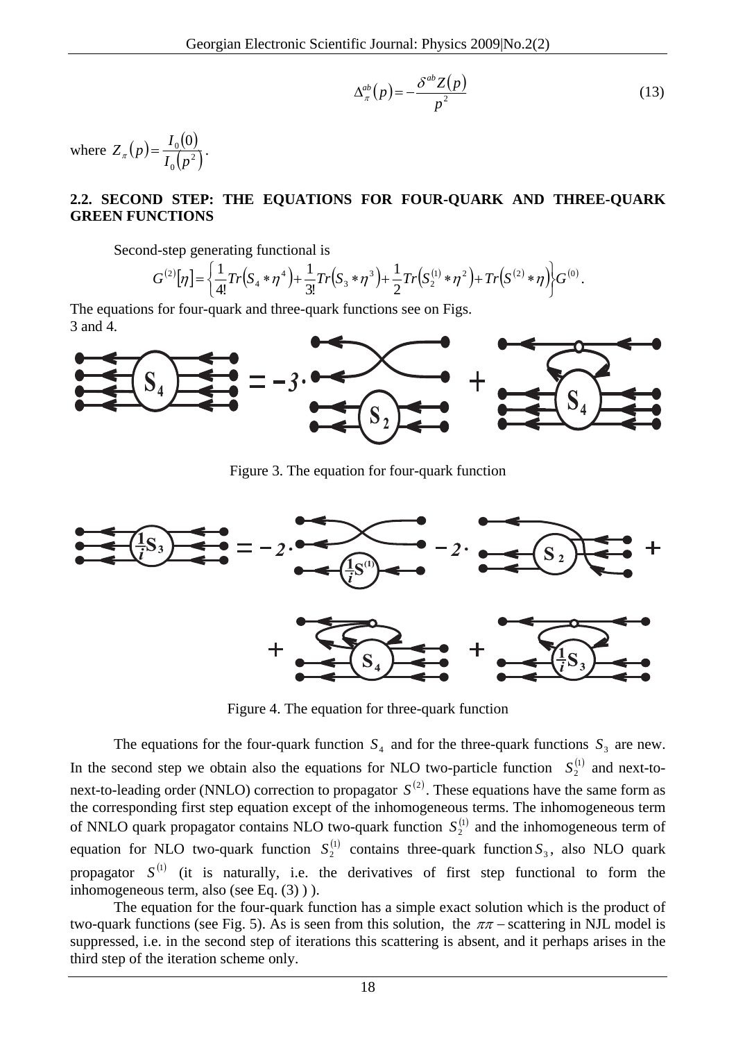$$\Delta_{\pi}^{ab}(p) = -\frac{\delta^{ab} Z(p)}{p^2} \tag{13}$$

where $Z_{\pi}(p) = \dfrac{I_0(0)}{I_0(p^2)}$.

### 2.2. SECOND STEP: THE EQUATIONS FOR FOUR-QUARK AND THREE-QUARK GREEN FUNCTIONS

Second-step generating functional is

$$G^{(2)}[\eta] = \left\{ \frac{1}{4!} Tr\left(S_4 * \eta^4\right) + \frac{1}{3!} Tr\left(S_3 * \eta^3\right) + \frac{1}{2} Tr\left(S_2^{(1)} * \eta^2\right) + Tr\left(S^{(2)} * \eta\right) \right\} G^{(0)}.$$

The equations for four-quark and three-quark functions see on Figs. 3 and 4.

Figure 3. The equation for four-quark function

Figure 4. The equation for three-quark function

The equations for the four-quark function $S_4$ and for the three-quark functions $S_3$ are new. In the second step we obtain also the equations for NLO two-particle function $S_2^{(1)}$ and next-to-next-to-leading order (NNLO) correction to propagator $S^{(2)}$. These equations have the same form as the corresponding first step equation except of the inhomogeneous terms. The inhomogeneous term of NNLO quark propagator contains NLO two-quark function $S_2^{(1)}$ and the inhomogeneous term of equation for NLO two-quark function $S_2^{(1)}$ contains three-quark function $S_3$, also NLO quark propagator $S^{(1)}$ (it is naturally, i.e. the derivatives of first step functional to form the inhomogeneous term, also (see Eq. (3) ) ).

The equation for the four-quark function has a simple exact solution which is the product of two-quark functions (see Fig. 5). As is seen from this solution, the $\pi\pi$ – scattering in NJL model is suppressed, i.e. in the second step of iterations this scattering is absent, and it perhaps arises in the third step of the iteration scheme only.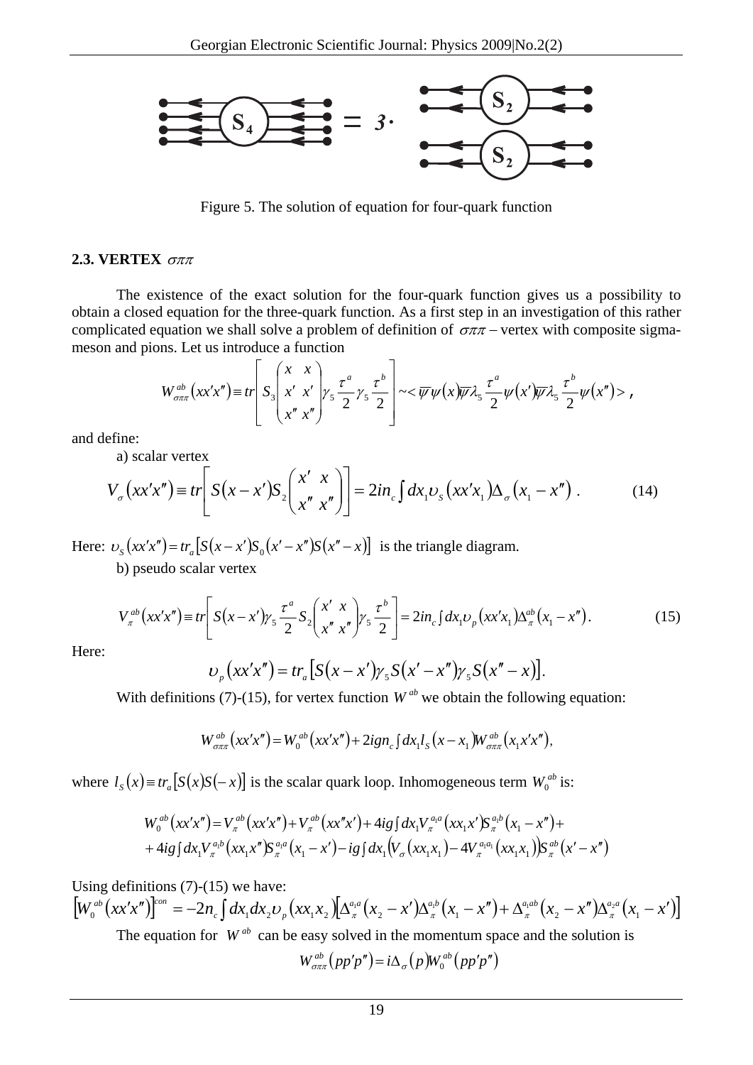Figure 5. The solution of equation for four-quark function

### 2.3. VERTEX $\sigma\pi\pi$

The existence of the exact solution for the four-quark function gives us a possibility to obtain a closed equation for the three-quark function. As a first step in an investigation of this rather complicated equation we shall solve a problem of definition of $\sigma\pi\pi$ – vertex with composite sigma-meson and pions. Let us introduce a function

$$W_{\sigma\pi\pi}^{ab}(xx'x'') \equiv tr\left[ S_3\begin{pmatrix} x & x \\ x' & x' \\ x'' & x'' \end{pmatrix} \gamma_5 \frac{\tau^a}{2} \gamma_5 \frac{\tau^b}{2} \right] \sim <\overline{\psi}\psi(x)\overline{\psi}\lambda_5 \frac{\tau^a}{2}\psi(x')\overline{\psi}\lambda_5 \frac{\tau^b}{2}\psi(x'')>,$$

and define:

a) scalar vertex

$$V_\sigma(xx'x'') \equiv tr\left[ S(x-x') S_2\begin{pmatrix} x' & x \\ x'' & x'' \end{pmatrix} \right] = 2in_c \int dx_1 \upsilon_S(xx'x_1)\Delta_\sigma(x_1 - x'') \ . \qquad (14)$$

Here: $\upsilon_S(xx'x'') = tr_a[S(x-x')S_0(x'-x'')S(x''-x)]$ is the triangle diagram.

b) pseudo scalar vertex

$$V_\pi^{ab}(xx'x'') \equiv tr\left[ S(x-x')\gamma_5 \frac{\tau^a}{2} S_2\begin{pmatrix} x' & x \\ x'' & x'' \end{pmatrix} \gamma_5 \frac{\tau^b}{2} \right] = 2in_c \int dx_1 \upsilon_p(xx'x_1)\Delta_\pi^{ab}(x_1 - x''). \qquad (15)$$

Here:

$$\upsilon_p(xx'x'') = tr_a[S(x-x')\gamma_5 S(x'-x'')\gamma_5 S(x''-x)].$$

With definitions (7)-(15), for vertex function $W^{ab}$ we obtain the following equation:

$$W_{\sigma\pi\pi}^{ab}(xx'x'') = W_0^{ab}(xx'x'') + 2ign_c \int dx_1 l_S(x-x_1) W_{\sigma\pi\pi}^{ab}(x_1x'x''),$$

where $l_S(x) \equiv tr_a[S(x)S(-x)]$ is the scalar quark loop. Inhomogeneous term $W_0^{ab}$ is:

$$\begin{aligned} W_0^{ab}(xx'x'') &= V_\pi^{ab}(xx'x'') + V_\pi^{ab}(xx''x') + 4ig\int dx_1 V_\pi^{a_1a}(xx_1x') S_\pi^{a_1b}(x_1 - x'') + \\ &+ 4ig\int dx_1 V_\pi^{a_1b}(xx_1x'') S_\pi^{a_1a}(x_1 - x') - ig\int dx_1 \left(V_\sigma(xx_1x_1) - 4V_\pi^{a_1a_1}(xx_1x_1)\right) S_\pi^{ab}(x'-x'') \end{aligned}$$

Using definitions (7)-(15) we have:

$$\left[W_0^{ab}(xx'x'')\right]^{con} = -2n_c \int dx_1 dx_2 \upsilon_p(xx_1x_2)\left[\Delta_\pi^{a_1a}(x_2 - x')\Delta_\pi^{a_1b}(x_1 - x'') + \Delta_\pi^{a_1ab}(x_2 - x'')\Delta_\pi^{a_2a}(x_1 - x')\right]$$

The equation for $W^{ab}$ can be easy solved in the momentum space and the solution is

$$W_{\sigma\pi\pi}^{ab}(pp'p'') = i\Delta_\sigma(p) W_0^{ab}(pp'p'')$$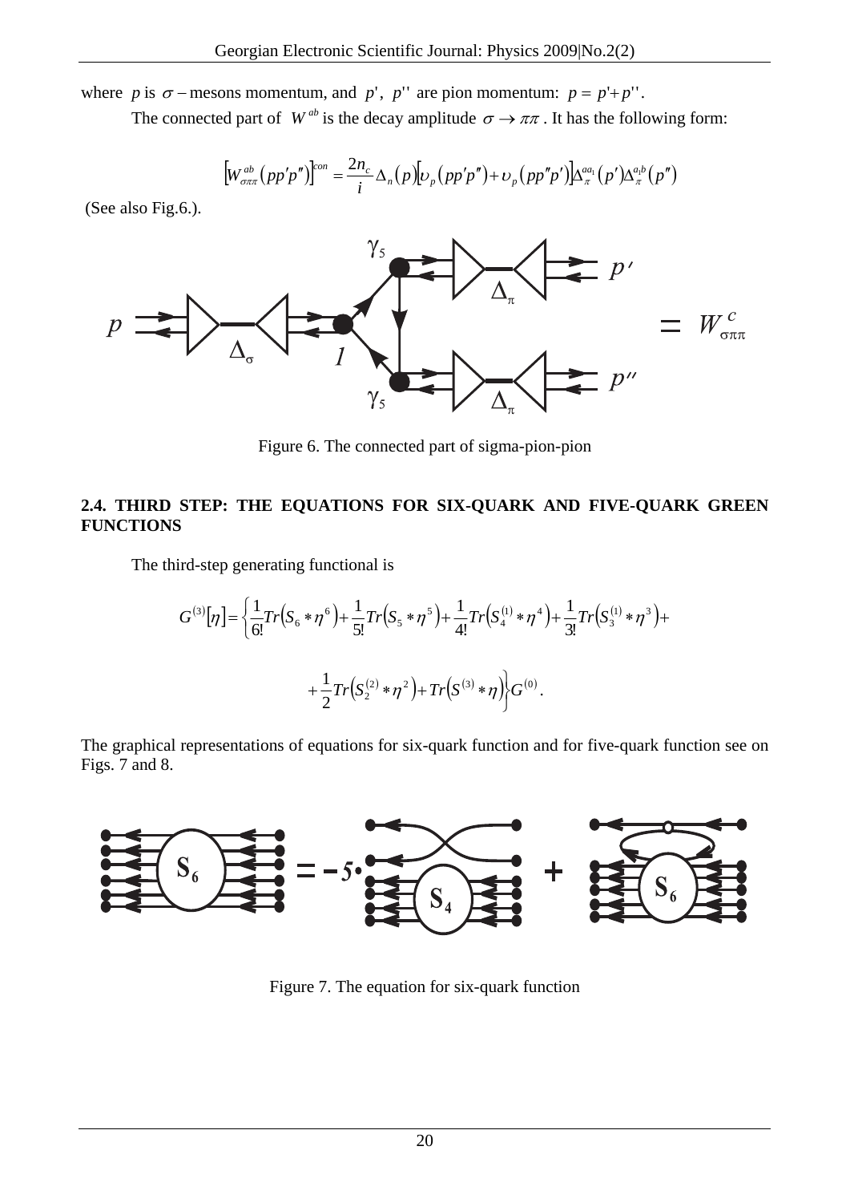where $p$ is $\sigma$ – mesons momentum, and $p'$, $p''$ are pion momentum: $p = p' + p''$.

The connected part of $W^{ab}$ is the decay amplitude $\sigma \to \pi\pi$. It has the following form:

$$\left[W^{ab}_{\sigma\pi\pi}(pp'p'')\right]^{con} = \frac{2n_c}{i}\Delta_n(p)\left[\upsilon_p(pp'p'') + \upsilon_p(pp''p')\right]\Delta^{aa_1}_{\pi}(p')\Delta^{a_1b}_{\pi}(p'')$$

(See also Fig.6.).

Figure 6. The connected part of sigma-pion-pion

### 2.4. THIRD STEP: THE EQUATIONS FOR SIX-QUARK AND FIVE-QUARK GREEN FUNCTIONS

The third-step generating functional is

$$G^{(3)}[\eta] = \left\{\frac{1}{6!}Tr\left(S_6 * \eta^6\right) + \frac{1}{5!}Tr\left(S_5 * \eta^5\right) + \frac{1}{4!}Tr\left(S^{(1)}_4 * \eta^4\right) + \frac{1}{3!}Tr\left(S^{(1)}_3 * \eta^3\right) + \right.$$

$$\left. + \frac{1}{2}Tr\left(S^{(2)}_2 * \eta^2\right) + Tr\left(S^{(3)} * \eta\right)\right\}G^{(0)}.$$

The graphical representations of equations for six-quark function and for five-quark function see on Figs. 7 and 8.

Figure 7. The equation for six-quark function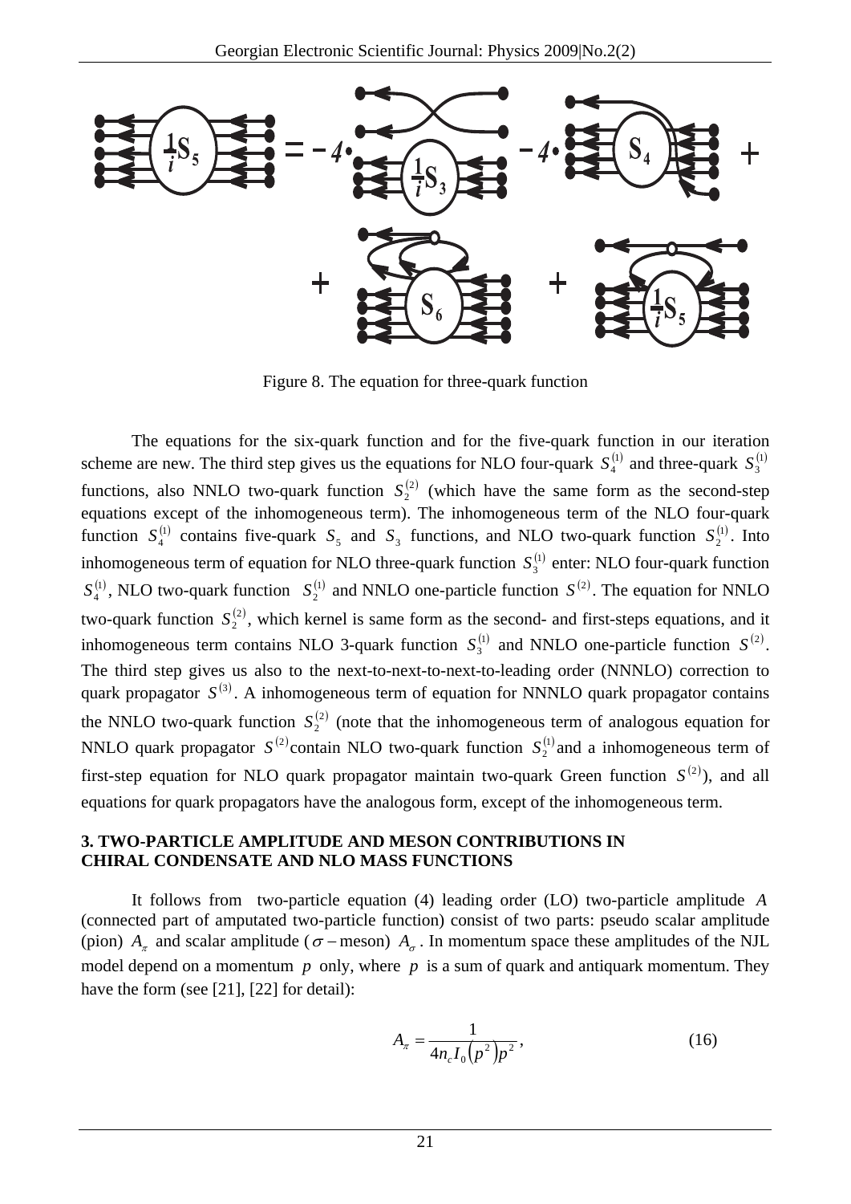Figure 8. The equation for three-quark function

The equations for the six-quark function and for the five-quark function in our iteration scheme are new. The third step gives us the equations for NLO four-quark $S_4^{(1)}$ and three-quark $S_3^{(1)}$ functions, also NNLO two-quark function $S_2^{(2)}$ (which have the same form as the second-step equations except of the inhomogeneous term). The inhomogeneous term of the NLO four-quark function $S_4^{(1)}$ contains five-quark $S_5$ and $S_3$ functions, and NLO two-quark function $S_2^{(1)}$. Into inhomogeneous term of equation for NLO three-quark function $S_3^{(1)}$ enter: NLO four-quark function $S_4^{(1)}$, NLO two-quark function $S_2^{(1)}$ and NNLO one-particle function $S^{(2)}$. The equation for NNLO two-quark function $S_2^{(2)}$, which kernel is same form as the second- and first-steps equations, and it inhomogeneous term contains NLO 3-quark function $S_3^{(1)}$ and NNLO one-particle function $S^{(2)}$. The third step gives us also to the next-to-next-to-next-to-leading order (NNNLO) correction to quark propagator $S^{(3)}$. A inhomogeneous term of equation for NNNLO quark propagator contains the NNLO two-quark function $S_2^{(2)}$ (note that the inhomogeneous term of analogous equation for NNLO quark propagator $S^{(2)}$ contain NLO two-quark function $S_2^{(1)}$ and a inhomogeneous term of first-step equation for NLO quark propagator maintain two-quark Green function $S^{(2)}$), and all equations for quark propagators have the analogous form, except of the inhomogeneous term.

### 3. TWO-PARTICLE AMPLITUDE AND MESON CONTRIBUTIONS IN CHIRAL CONDENSATE AND NLO MASS FUNCTIONS

It follows from two-particle equation (4) leading order (LO) two-particle amplitude $A$ (connected part of amputated two-particle function) consist of two parts: pseudo scalar amplitude (pion) $A_\pi$ and scalar amplitude ($\sigma$ – meson) $A_\sigma$. In momentum space these amplitudes of the NJL model depend on a momentum $p$ only, where $p$ is a sum of quark and antiquark momentum. They have the form (see [21], [22] for detail):

$$A_\pi = \frac{1}{4n_c I_0\left(p^2\right)p^2}, \qquad (16)$$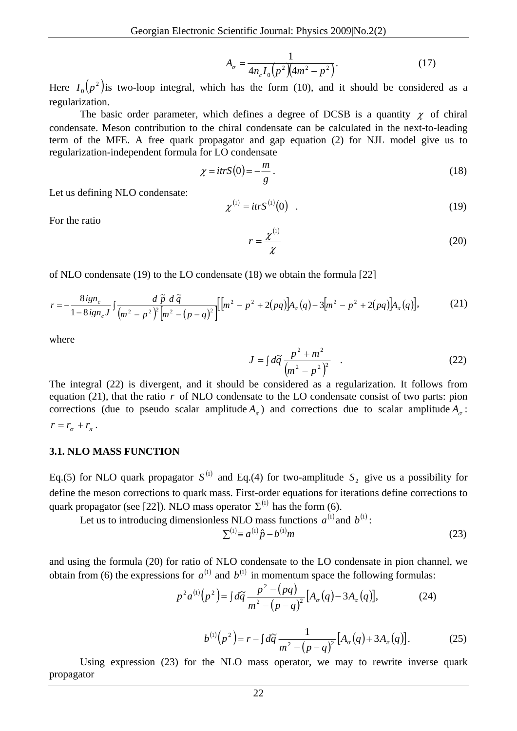$$A_\sigma = \frac{1}{4n_c I_0(p^2)(4m^2 - p^2)}. \tag{17}$$

Here $I_0(p^2)$ is two-loop integral, which has the form (10), and it should be considered as a regularization.

The basic order parameter, which defines a degree of DCSB is a quantity $\chi$ of chiral condensate. Meson contribution to the chiral condensate can be calculated in the next-to-leading term of the MFE. A free quark propagator and gap equation (2) for NJL model give us to regularization-independent formula for LO condensate

$$\chi = itrS(0) = -\frac{m}{g}. \tag{18}$$

Let us defining NLO condensate:

$$\chi^{(1)} = itrS^{(1)}(0) \quad . \tag{19}$$

For the ratio

$$r = \frac{\chi^{(1)}}{\chi} \tag{20}$$

of NLO condensate (19) to the LO condensate (18) we obtain the formula [22]

$$r = -\frac{8ign_c}{1 - 8ign_c J}\int \frac{d\,\tilde{p}\; d\,\tilde{q}}{\left(m^2 - p^2\right)^2\left[m^2 - (p-q)^2\right]}\left[\left[m^2 - p^2 + 2(pq)\right]A_\sigma(q) - 3\left[m^2 - p^2 + 2(pq)\right]A_\pi(q)\right], \tag{21}$$

where

$$J = \int d\tilde{q}\, \frac{p^2 + m^2}{\left(m^2 - p^2\right)^2} \quad . \tag{22}$$

The integral (22) is divergent, and it should be considered as a regularization. It follows from equation (21), that the ratio $r$ of NLO condensate to the LO condensate consist of two parts: pion corrections (due to pseudo scalar amplitude $A_\pi$) and corrections due to scalar amplitude $A_\sigma$: $r = r_\sigma + r_\pi$.

### 3.1. NLO MASS FUNCTION

Eq.(5) for NLO quark propagator $S^{(1)}$ and Eq.(4) for two-amplitude $S_2$ give us a possibility for define the meson corrections to quark mass. First-order equations for iterations define corrections to quark propagator (see [22]). NLO mass operator $\Sigma^{(1)}$ has the form (6).

Let us to introducing dimensionless NLO mass functions $a^{(1)}$ and $b^{(1)}$:

$$\Sigma^{(1)} \equiv a^{(1)}\hat{p} - b^{(1)}m \tag{23}$$

and using the formula (20) for ratio of NLO condensate to the LO condensate in pion channel, we obtain from (6) the expressions for $a^{(1)}$ and $b^{(1)}$ in momentum space the following formulas:

$$p^2 a^{(1)}(p^2) = \int d\tilde{q}\, \frac{p^2 - (pq)}{m^2 - (p-q)^2}\left[A_\sigma(q) - 3A_\pi(q)\right], \tag{24}$$

$$b^{(1)}(p^2) = r - \int d\tilde{q}\, \frac{1}{m^2 - (p-q)^2}\left[A_\sigma(q) + 3A_\pi(q)\right]. \tag{25}$$

Using expression (23) for the NLO mass operator, we may to rewrite inverse quark propagator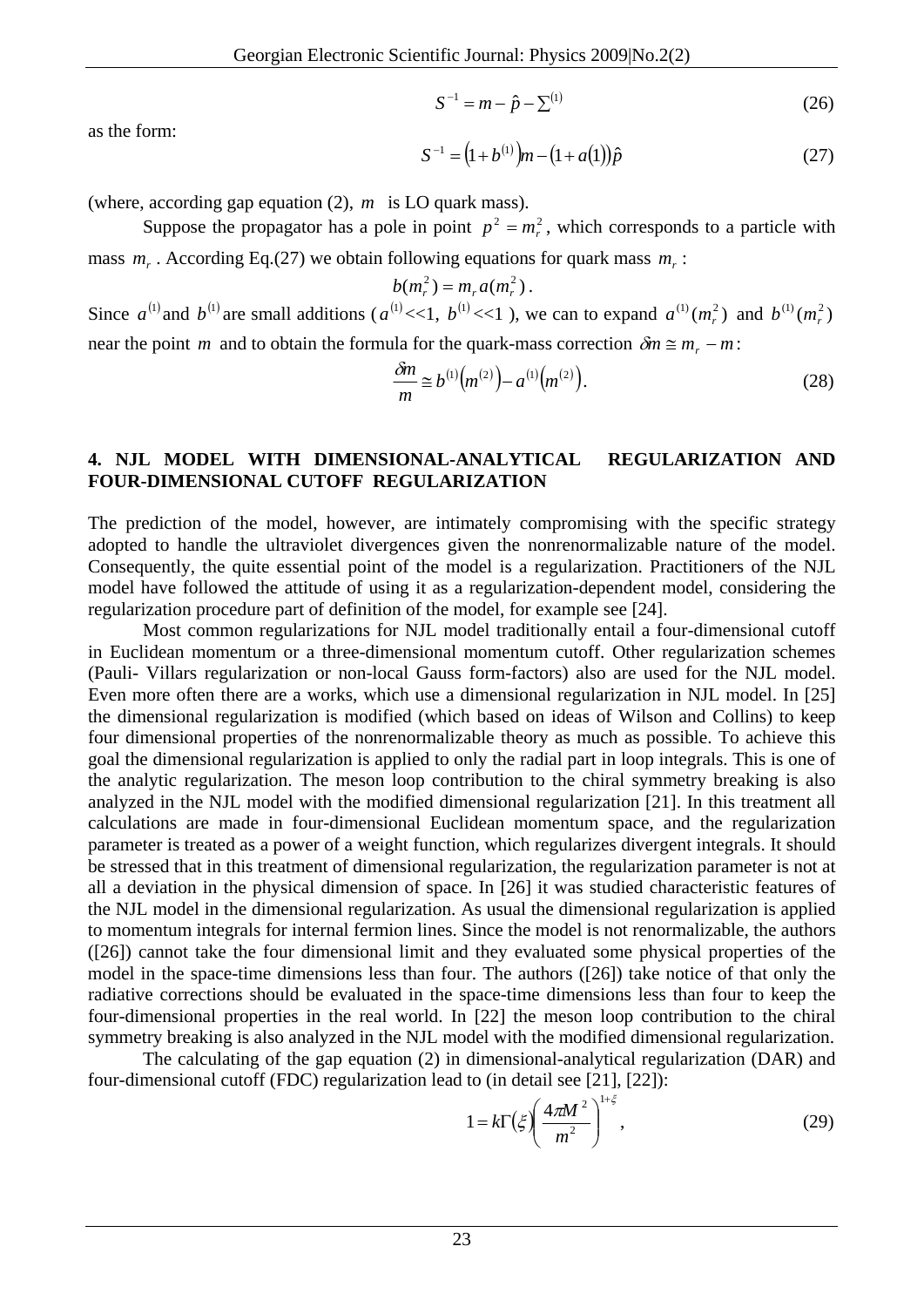$$S^{-1} = m - \hat{p} - \sum^{(1)} \tag{26}$$

as the form:

$$S^{-1} = \left(1 + b^{(1)}\right)m - \left(1 + a(1)\right)\hat{p} \tag{27}$$

(where, according gap equation (2), $m$ is LO quark mass).

Suppose the propagator has a pole in point $p^2 = m_r^2$, which corresponds to a particle with mass $m_r$. According Eq.(27) we obtain following equations for quark mass $m_r$:

$$b(m_r^2) = m_r a(m_r^2)\,.$$

Since $a^{(1)}$ and $b^{(1)}$ are small additions ($a^{(1)} << 1$, $b^{(1)} << 1$), we can to expand $a^{(1)}(m_r^2)$ and $b^{(1)}(m_r^2)$ near the point $m$ and to obtain the formula for the quark-mass correction $\delta m \cong m_r - m$:

$$\frac{\delta m}{m} \cong b^{(1)}\left(m^{(2)}\right) - a^{(1)}\left(m^{(2)}\right). \tag{28}$$

## 4. NJL MODEL WITH DIMENSIONAL-ANALYTICAL REGULARIZATION AND FOUR-DIMENSIONAL CUTOFF REGULARIZATION

The prediction of the model, however, are intimately compromising with the specific strategy adopted to handle the ultraviolet divergences given the nonrenormalizable nature of the model. Consequently, the quite essential point of the model is a regularization. Practitioners of the NJL model have followed the attitude of using it as a regularization-dependent model, considering the regularization procedure part of definition of the model, for example see [24].

Most common regularizations for NJL model traditionally entail a four-dimensional cutoff in Euclidean momentum or a three-dimensional momentum cutoff. Other regularization schemes (Pauli- Villars regularization or non-local Gauss form-factors) also are used for the NJL model. Even more often there are a works, which use a dimensional regularization in NJL model. In [25] the dimensional regularization is modified (which based on ideas of Wilson and Collins) to keep four dimensional properties of the nonrenormalizable theory as much as possible. To achieve this goal the dimensional regularization is applied to only the radial part in loop integrals. This is one of the analytic regularization. The meson loop contribution to the chiral symmetry breaking is also analyzed in the NJL model with the modified dimensional regularization [21]. In this treatment all calculations are made in four-dimensional Euclidean momentum space, and the regularization parameter is treated as a power of a weight function, which regularizes divergent integrals. It should be stressed that in this treatment of dimensional regularization, the regularization parameter is not at all a deviation in the physical dimension of space. In [26] it was studied characteristic features of the NJL model in the dimensional regularization. As usual the dimensional regularization is applied to momentum integrals for internal fermion lines. Since the model is not renormalizable, the authors ([26]) cannot take the four dimensional limit and they evaluated some physical properties of the model in the space-time dimensions less than four. The authors ([26]) take notice of that only the radiative corrections should be evaluated in the space-time dimensions less than four to keep the four-dimensional properties in the real world. In [22] the meson loop contribution to the chiral symmetry breaking is also analyzed in the NJL model with the modified dimensional regularization.

The calculating of the gap equation (2) in dimensional-analytical regularization (DAR) and four-dimensional cutoff (FDC) regularization lead to (in detail see [21], [22]):

$$1 = k\Gamma(\xi)\left(\frac{4\pi M^2}{m^2}\right)^{1+\xi}, \tag{29}$$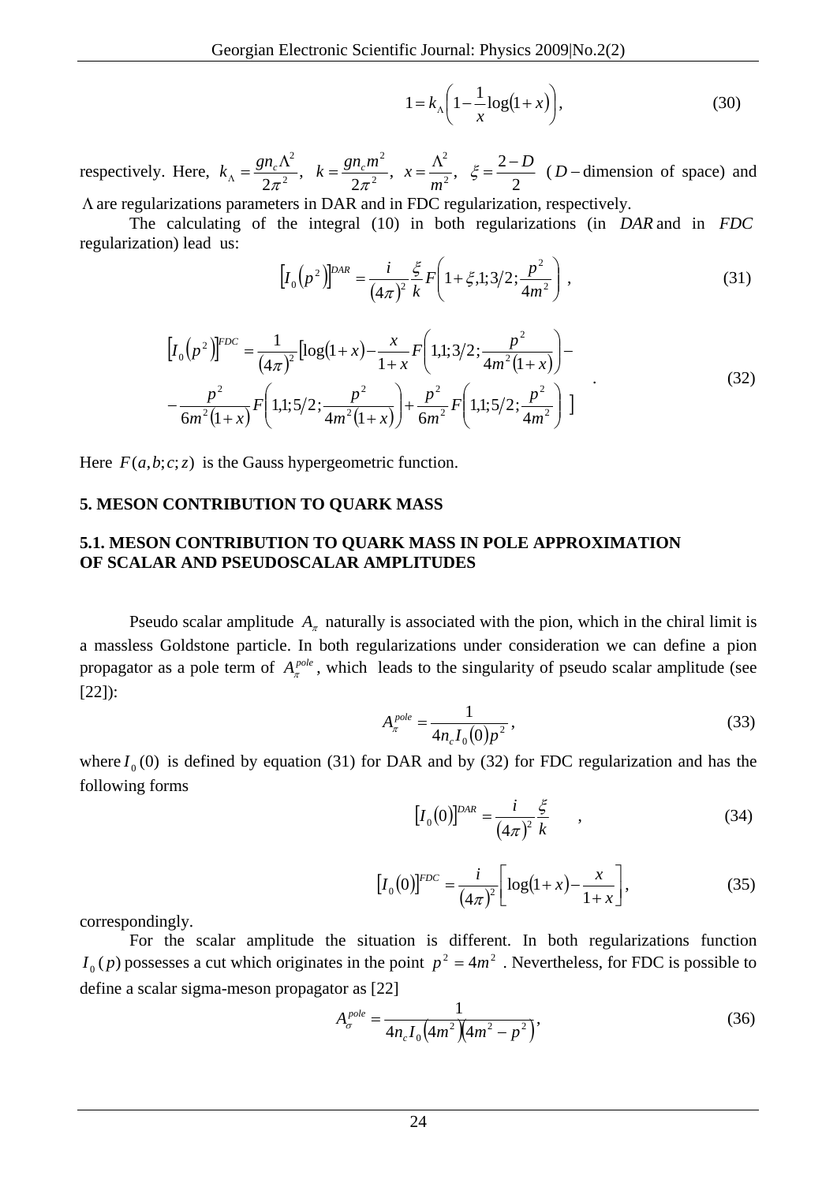$$1 = k_\Lambda \left( 1 - \frac{1}{x} \log(1+x) \right), \tag{30}$$

respectively. Here, $k_\Lambda = \frac{g n_c \Lambda^2}{2\pi^2}$, $k = \frac{g n_c m^2}{2\pi^2}$, $x = \frac{\Lambda^2}{m^2}$, $\xi = \frac{2-D}{2}$ ($D$ – dimension of space) and $\Lambda$ are regularizations parameters in DAR and in FDC regularization, respectively.

The calculating of the integral (10) in both regularizations (in *DAR* and in *FDC* regularization) lead us:

$$\left[ I_0\left(p^2\right) \right]^{DAR} = \frac{i}{(4\pi)^2} \frac{\xi}{k} F\left( 1+\xi, 1; 3/2; \frac{p^2}{4m^2} \right), \tag{31}$$

$$\begin{aligned} \left[ I_0\left(p^2\right) \right]^{FDC} = \frac{1}{(4\pi)^2} \Big[ & \log(1+x) - \frac{x}{1+x} F\left( 1,1; 3/2; \frac{p^2}{4m^2(1+x)} \right) - \\ & - \frac{p^2}{6m^2(1+x)} F\left( 1,1; 5/2; \frac{p^2}{4m^2(1+x)} \right) + \frac{p^2}{6m^2} F\left( 1,1; 5/2; \frac{p^2}{4m^2} \right) \Big] \end{aligned} \tag{32}$$

Here $F(a,b;c;z)$ is the Gauss hypergeometric function.

## 5. MESON CONTRIBUTION TO QUARK MASS

### 5.1. MESON CONTRIBUTION TO QUARK MASS IN POLE APPROXIMATION OF SCALAR AND PSEUDOSCALAR AMPLITUDES

Pseudo scalar amplitude $A_\pi$ naturally is associated with the pion, which in the chiral limit is a massless Goldstone particle. In both regularizations under consideration we can define a pion propagator as a pole term of $A_\pi^{pole}$, which leads to the singularity of pseudo scalar amplitude (see [22]):

$$A_\pi^{pole} = \frac{1}{4 n_c I_0(0) p^2}, \tag{33}$$

where $I_0(0)$ is defined by equation (31) for DAR and by (32) for FDC regularization and has the following forms

$$\left[ I_0(0) \right]^{DAR} = \frac{i}{(4\pi)^2} \frac{\xi}{k}, \tag{34}$$

$$\left[ I_0(0) \right]^{FDC} = \frac{i}{(4\pi)^2} \left[ \log(1+x) - \frac{x}{1+x} \right], \tag{35}$$

correspondingly.

For the scalar amplitude the situation is different. In both regularizations function $I_0(p)$ possesses a cut which originates in the point $p^2 = 4m^2$. Nevertheless, for FDC is possible to define a scalar sigma-meson propagator as [22]

$$A_\sigma^{pole} = \frac{1}{4 n_c I_0\left(4m^2\right)\left(4m^2 - p^2\right)}, \tag{36}$$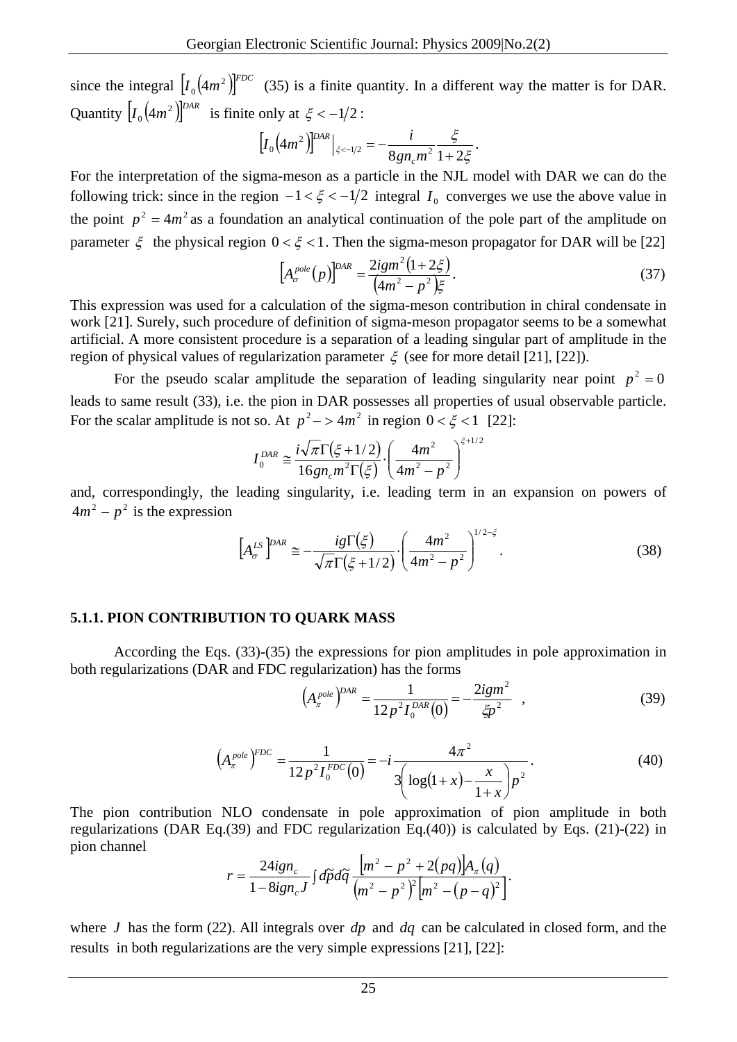since the integral $\left[I_0\left(4m^2\right)\right]^{FDC}$ (35) is a finite quantity. In a different way the matter is for DAR. Quantity $\left[I_0\left(4m^2\right)\right]^{DAR}$ is finite only at $\xi < -1/2$ :

$$\left[I_0\left(4m^2\right)\right]^{DAR}\Big|_{\xi<-1/2} = -\frac{i}{8gn_c m^2}\frac{\xi}{1+2\xi}.$$

For the interpretation of the sigma-meson as a particle in the NJL model with DAR we can do the following trick: since in the region $-1<\xi<-1/2$ integral $I_0$ converges we use the above value in the point $p^2=4m^2$ as a foundation an analytical continuation of the pole part of the amplitude on parameter $\xi$ the physical region $0<\xi<1$. Then the sigma-meson propagator for DAR will be [22]

$$\left[A_\sigma^{pole}(p)\right]^{DAR} = \frac{2igm^2(1+2\xi)}{\left(4m^2-p^2\right)\xi}. \tag{37}$$

This expression was used for a calculation of the sigma-meson contribution in chiral condensate in work [21]. Surely, such procedure of definition of sigma-meson propagator seems to be a somewhat artificial. A more consistent procedure is a separation of a leading singular part of amplitude in the region of physical values of regularization parameter $\xi$ (see for more detail [21], [22]).

For the pseudo scalar amplitude the separation of leading singularity near point $p^2=0$ leads to same result (33), i.e. the pion in DAR possesses all properties of usual observable particle. For the scalar amplitude is not so. At $p^2 -> 4m^2$ in region $0<\xi<1$ [22]:

$$I_0^{DAR} \cong \frac{i\sqrt{\pi}\,\Gamma(\xi+1/2)}{16gn_c m^2\Gamma(\xi)}\cdot\left(\frac{4m^2}{4m^2-p^2}\right)^{\xi+1/2}$$

and, correspondingly, the leading singularity, i.e. leading term in an expansion on powers of $4m^2-p^2$ is the expression

$$\left[A_\sigma^{LS}\right]^{DAR} \cong -\frac{ig\Gamma(\xi)}{\sqrt{\pi}\,\Gamma(\xi+1/2)}\cdot\left(\frac{4m^2}{4m^2-p^2}\right)^{1/2-\xi}. \tag{38}$$

#### 5.1.1. PION CONTRIBUTION TO QUARK MASS

According the Eqs. (33)-(35) the expressions for pion amplitudes in pole approximation in both regularizations (DAR and FDC regularization) has the forms

$$\left(A_\pi^{pole}\right)^{DAR} = \frac{1}{12p^2 I_0^{DAR}(0)} = -\frac{2igm^2}{\xi p^2}\quad, \tag{39}$$

$$\left(A_\pi^{pole}\right)^{FDC} = \frac{1}{12p^2 I_0^{FDC}(0)} = -i\frac{4\pi^2}{3\left(\log(1+x)-\dfrac{x}{1+x}\right)p^2}. \tag{40}$$

The pion contribution NLO condensate in pole approximation of pion amplitude in both regularizations (DAR Eq.(39) and FDC regularization Eq.(40)) is calculated by Eqs. (21)-(22) in pion channel

$$r = \frac{24ign_c}{1-8ign_c J}\int d\tilde{p}d\tilde{q}\,\frac{\left[m^2-p^2+2(pq)\right]A_\pi(q)}{\left(m^2-p^2\right)^2\left[m^2-(p-q)^2\right]}.$$

where $J$ has the form (22). All integrals over $dp$ and $dq$ can be calculated in closed form, and the results in both regularizations are the very simple expressions [21], [22]: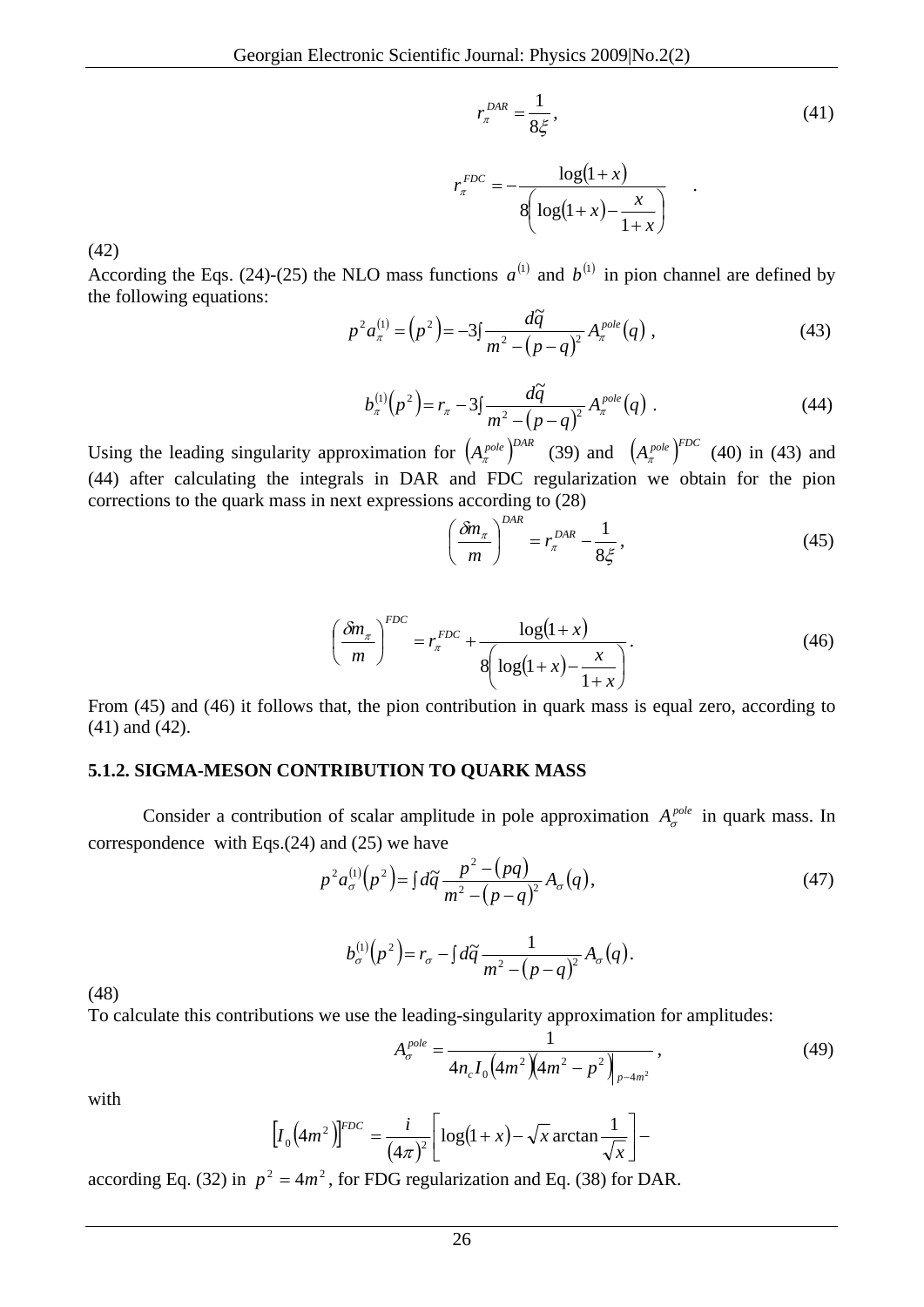$$r_\pi^{DAR} = \frac{1}{8\xi}, \tag{41}$$

$$r_\pi^{FDC} = -\frac{\log(1+x)}{8\left(\log(1+x) - \dfrac{x}{1+x}\right)} \quad .$$

(42)

According the Eqs. (24)-(25) the NLO mass functions $a^{(1)}$ and $b^{(1)}$ in pion channel are defined by the following equations:

$$p^2 a_\pi^{(1)} = \left(p^2\right) = -3\int \frac{d\tilde{q}}{m^2 - (p-q)^2} A_\pi^{pole}(q) \,, \tag{43}$$

$$b_\pi^{(1)}\left(p^2\right) = r_\pi - 3\int \frac{d\tilde{q}}{m^2 - (p-q)^2} A_\pi^{pole}(q) \,. \tag{44}$$

Using the leading singularity approximation for $\left(A_\pi^{pole}\right)^{DAR}$ (39) and $\left(A_\pi^{pole}\right)^{FDC}$ (40) in (43) and (44) after calculating the integrals in DAR and FDC regularization we obtain for the pion corrections to the quark mass in next expressions according to (28)

$$\left(\frac{\delta m_\pi}{m}\right)^{DAR} = r_\pi^{DAR} - \frac{1}{8\xi}, \tag{45}$$

$$\left(\frac{\delta m_\pi}{m}\right)^{FDC} = r_\pi^{FDC} + \frac{\log(1+x)}{8\left(\log(1+x) - \dfrac{x}{1+x}\right)}. \tag{46}$$

From (45) and (46) it follows that, the pion contribution in quark mass is equal zero, according to (41) and (42).

### 5.1.2. SIGMA-MESON CONTRIBUTION TO QUARK MASS

Consider a contribution of scalar amplitude in pole approximation $A_\sigma^{pole}$ in quark mass. In correspondence with Eqs.(24) and (25) we have

$$p^2 a_\sigma^{(1)}\left(p^2\right) = \int d\tilde{q} \frac{p^2 - (pq)}{m^2 - (p-q)^2} A_\sigma(q), \tag{47}$$

$$b_\sigma^{(1)}\left(p^2\right) = r_\sigma - \int d\tilde{q} \frac{1}{m^2 - (p-q)^2} A_\sigma(q).$$

(48)

To calculate this contributions we use the leading-singularity approximation for amplitudes:

$$A_\sigma^{pole} = \frac{1}{4n_c I_0\left(4m^2\right)\left(4m^2 - p^2\right)\Big|_{p-4m^2}}, \tag{49}$$

with

$$\left[I_0\left(4m^2\right)\right]^{FDC} = \frac{i}{(4\pi)^2}\left[\log(1+x) - \sqrt{x}\arctan\frac{1}{\sqrt{x}}\right] -$$

according Eq. (32) in $p^2 = 4m^2$, for FDG regularization and Eq. (38) for DAR.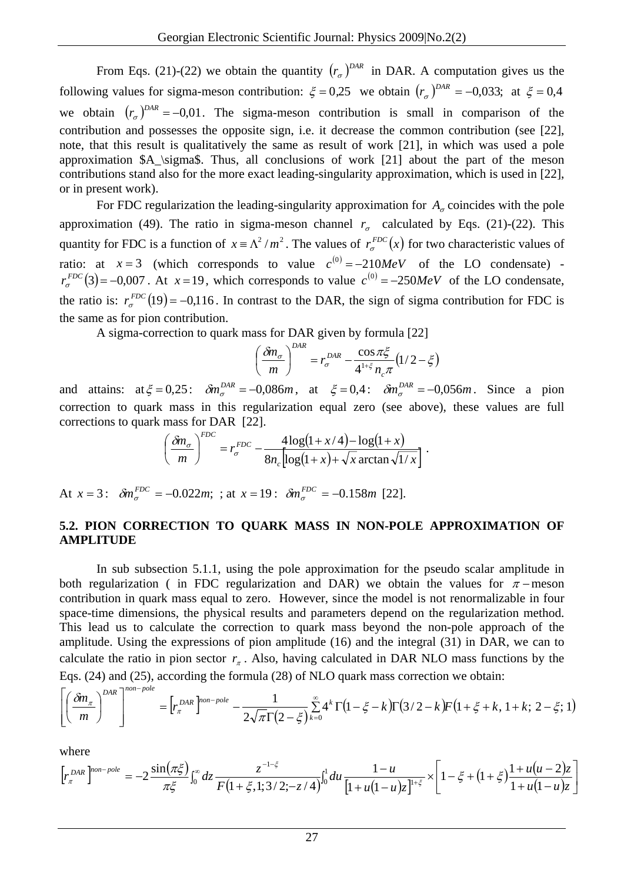From Eqs. (21)-(22) we obtain the quantity $(r_\sigma)^{DAR}$ in DAR. A computation gives us the following values for sigma-meson contribution: $\xi = 0{,}25$ we obtain $(r_\sigma)^{DAR} = -0{,}033$; at $\xi = 0{,}4$ we obtain $(r_\sigma)^{DAR} = -0{,}01$. The sigma-meson contribution is small in comparison of the contribution and possesses the opposite sign, i.e. it decrease the common contribution (see [22], note, that this result is qualitatively the same as result of work [21], in which was used a pole approximation $A_\sigma$. Thus, all conclusions of work [21] about the part of the meson contributions stand also for the more exact leading-singularity approximation, which is used in [22], or in present work).

For FDC regularization the leading-singularity approximation for $A_\sigma$ coincides with the pole approximation (49). The ratio in sigma-meson channel $r_\sigma$ calculated by Eqs. (21)-(22). This quantity for FDC is a function of $x \equiv \Lambda^2/m^2$. The values of $r_\sigma^{FDC}(x)$ for two characteristic values of ratio: at $x = 3$ (which corresponds to value $c^{(0)} = -210 MeV$ of the LO condensate) - $r_\sigma^{FDC}(3) = -0{,}007$. At $x = 19$, which corresponds to value $c^{(0)} = -250 MeV$ of the LO condensate, the ratio is: $r_\sigma^{FDC}(19) = -0{,}116$. In contrast to the DAR, the sign of sigma contribution for FDC is the same as for pion contribution.

A sigma-correction to quark mass for DAR given by formula [22]

$$\left(\frac{\delta m_\sigma}{m}\right)^{DAR} = r_\sigma^{DAR} - \frac{\cos \pi\xi}{4^{1+\xi} n_c \pi}(1/2 - \xi)$$

and attains: at $\xi = 0{,}25$: $\delta m_\sigma^{DAR} = -0{,}086m$, at $\xi = 0{,}4$: $\delta m_\sigma^{DAR} = -0{,}056m$. Since a pion correction to quark mass in this regularization equal zero (see above), these values are full corrections to quark mass for DAR [22].

$$\left(\frac{\delta m_\sigma}{m}\right)^{FDC} = r_\sigma^{FDC} - \frac{4\log(1 + x/4) - \log(1+x)}{8n_c\left[\log(1+x) + \sqrt{x}\arctan\sqrt{1/x}\right]}.$$

At $x = 3$: $\delta m_\sigma^{FDC} = -0.022m$; ; at $x = 19$: $\delta m_\sigma^{FDC} = -0.158m$ [22].

### 5.2. PION CORRECTION TO QUARK MASS IN NON-POLE APPROXIMATION OF AMPLITUDE

In sub subsection 5.1.1, using the pole approximation for the pseudo scalar amplitude in both regularization ( in FDC regularization and DAR) we obtain the values for $\pi$ – meson contribution in quark mass equal to zero. However, since the model is not renormalizable in four space-time dimensions, the physical results and parameters depend on the regularization method. This lead us to calculate the correction to quark mass beyond the non-pole approach of the amplitude. Using the expressions of pion amplitude (16) and the integral (31) in DAR, we can to calculate the ratio in pion sector $r_\pi$. Also, having calculated in DAR NLO mass functions by the Eqs. (24) and (25), according the formula (28) of NLO quark mass correction we obtain:

$$\left[\left(\frac{\delta m_\pi}{m}\right)^{DAR}\right]^{non-pole} = \left[r_\pi^{DAR}\right]^{non-pole} - \frac{1}{2\sqrt{\pi}\,\Gamma(2-\xi)}\sum_{k=0}^{\infty} 4^k\,\Gamma(1-\xi-k)\Gamma(3/2-k)F(1+\xi+k,\,1+k;\,2-\xi;\,1)$$

where

$$\left[r_\pi^{DAR}\right]^{non-pole} = -2\frac{\sin(\pi\xi)}{\pi\xi}\int_0^\infty dz\,\frac{z^{-1-\xi}}{F(1+\xi,1;3/2;-z/4)}\int_0^1 du\,\frac{1-u}{[1+u(1-u)z]^{1+\xi}} \times \left[1-\xi+(1+\xi)\frac{1+u(u-2)z}{1+u(1-u)z}\right]$$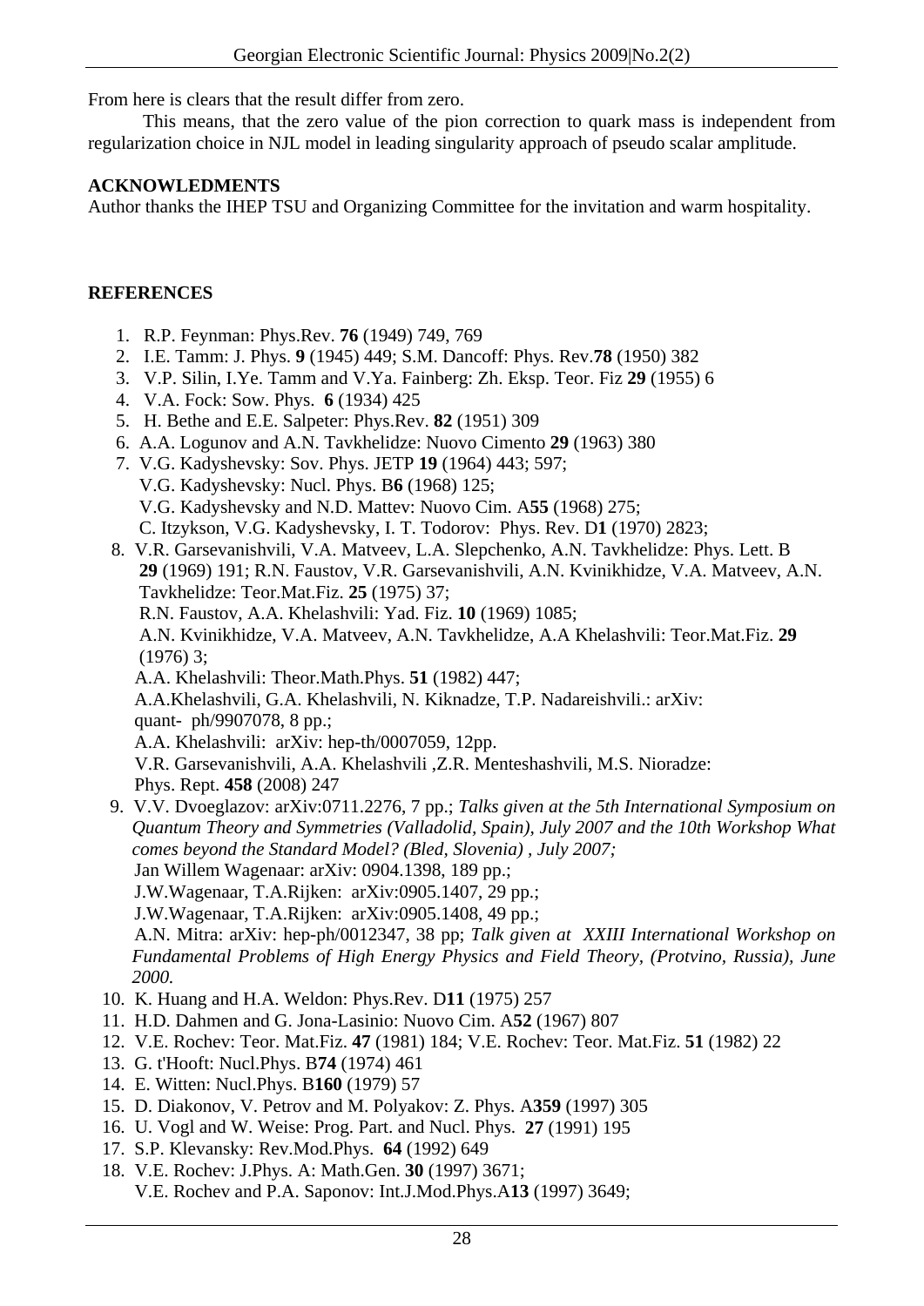From here is clears that the result differ from zero.

This means, that the zero value of the pion correction to quark mass is independent from regularization choice in NJL model in leading singularity approach of pseudo scalar amplitude.

**ACKNOWLEDMENTS**

Author thanks the IHEP TSU and Organizing Committee for the invitation and warm hospitality.

**REFERENCES**

1. R.P. Feynman: Phys.Rev. **76** (1949) 749, 769
2. I.E. Tamm: J. Phys. **9** (1945) 449; S.M. Dancoff: Phys. Rev.**78** (1950) 382
3. V.P. Silin, I.Ye. Tamm and V.Ya. Fainberg: Zh. Eksp. Teor. Fiz **29** (1955) 6
4. V.A. Fock: Sow. Phys. **6** (1934) 425
5. H. Bethe and E.E. Salpeter: Phys.Rev. **82** (1951) 309
6. A.A. Logunov and A.N. Tavkhelidze: Nuovo Cimento **29** (1963) 380
7. V.G. Kadyshevsky: Sov. Phys. JETP **19** (1964) 443; 597;
   V.G. Kadyshevsky: Nucl. Phys. B**6** (1968) 125;
   V.G. Kadyshevsky and N.D. Mattev: Nuovo Cim. A**55** (1968) 275;
   C. Itzykson, V.G. Kadyshevsky, I. T. Todorov: Phys. Rev. D**1** (1970) 2823;
8. V.R. Garsevanishvili, V.A. Matveev, L.A. Slepchenko, A.N. Tavkhelidze: Phys. Lett. B **29** (1969) 191; R.N. Faustov, V.R. Garsevanishvili, A.N. Kvinikhidze, V.A. Matveev, A.N. Tavkhelidze: Teor.Mat.Fiz. **25** (1975) 37;
   R.N. Faustov, A.A. Khelashvili: Yad. Fiz. **10** (1969) 1085;
   A.N. Kvinikhidze, V.A. Matveev, A.N. Tavkhelidze, A.A Khelashvili: Teor.Mat.Fiz. **29** (1976) 3;
   A.A. Khelashvili: Theor.Math.Phys. **51** (1982) 447;
   A.A.Khelashvili, G.A. Khelashvili, N. Kiknadze, T.P. Nadareishvili.: arXiv: quant- ph/9907078, 8 pp.;
   A.A. Khelashvili: arXiv: hep-th/0007059, 12pp.
   V.R. Garsevanishvili, A.A. Khelashvili ,Z.R. Menteshashvili, M.S. Nioradze: Phys. Rept. **458** (2008) 247
9. V.V. Dvoeglazov: arXiv:0711.2276, 7 pp.; *Talks given at the 5th International Symposium on Quantum Theory and Symmetries (Valladolid, Spain), July 2007 and the 10th Workshop What comes beyond the Standard Model? (Bled, Slovenia) , July 2007;*
   Jan Willem Wagenaar: arXiv: 0904.1398, 189 pp.;
   J.W.Wagenaar, T.A.Rijken: arXiv:0905.1407, 29 pp.;
   J.W.Wagenaar, T.A.Rijken: arXiv:0905.1408, 49 pp.;
   A.N. Mitra: arXiv: hep-ph/0012347, 38 pp; *Talk given at XXIII International Workshop on Fundamental Problems of High Energy Physics and Field Theory, (Protvino, Russia), June 2000.*
10. K. Huang and H.A. Weldon: Phys.Rev. D**11** (1975) 257
11. H.D. Dahmen and G. Jona-Lasinio: Nuovo Cim. A**52** (1967) 807
12. V.E. Rochev: Teor. Mat.Fiz. **47** (1981) 184; V.E. Rochev: Teor. Mat.Fiz. **51** (1982) 22
13. G. t'Hooft: Nucl.Phys. B**74** (1974) 461
14. E. Witten: Nucl.Phys. B**160** (1979) 57
15. D. Diakonov, V. Petrov and M. Polyakov: Z. Phys. A**359** (1997) 305
16. U. Vogl and W. Weise: Prog. Part. and Nucl. Phys. **27** (1991) 195
17. S.P. Klevansky: Rev.Mod.Phys. **64** (1992) 649
18. V.E. Rochev: J.Phys. A: Math.Gen. **30** (1997) 3671;
    V.E. Rochev and P.A. Saponov: Int.J.Mod.Phys.A**13** (1997) 3649;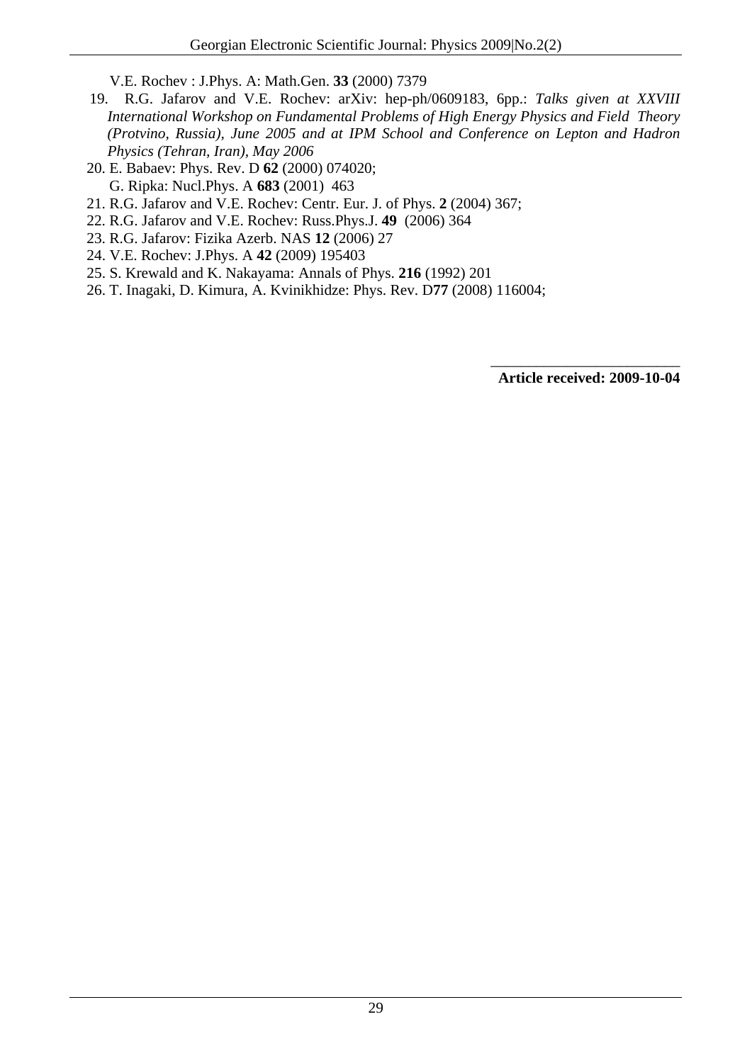V.E. Rochev : J.Phys. A: Math.Gen. **33** (2000) 7379

19. R.G. Jafarov and V.E. Rochev: arXiv: hep-ph/0609183, 6pp.: *Talks given at XXVIII International Workshop on Fundamental Problems of High Energy Physics and Field Theory (Protvino, Russia), June 2005 and at IPM School and Conference on Lepton and Hadron Physics (Tehran, Iran), May 2006*
20. E. Babaev: Phys. Rev. D **62** (2000) 074020;
    G. Ripka: Nucl.Phys. A **683** (2001) 463
21. R.G. Jafarov and V.E. Rochev: Centr. Eur. J. of Phys. **2** (2004) 367;
22. R.G. Jafarov and V.E. Rochev: Russ.Phys.J. **49** (2006) 364
23. R.G. Jafarov: Fizika Azerb. NAS **12** (2006) 27
24. V.E. Rochev: J.Phys. A **42** (2009) 195403
25. S. Krewald and K. Nakayama: Annals of Phys. **216** (1992) 201
26. T. Inagaki, D. Kimura, A. Kvinikhidze: Phys. Rev. D**77** (2008) 116004;

**Article received: 2009-10-04**